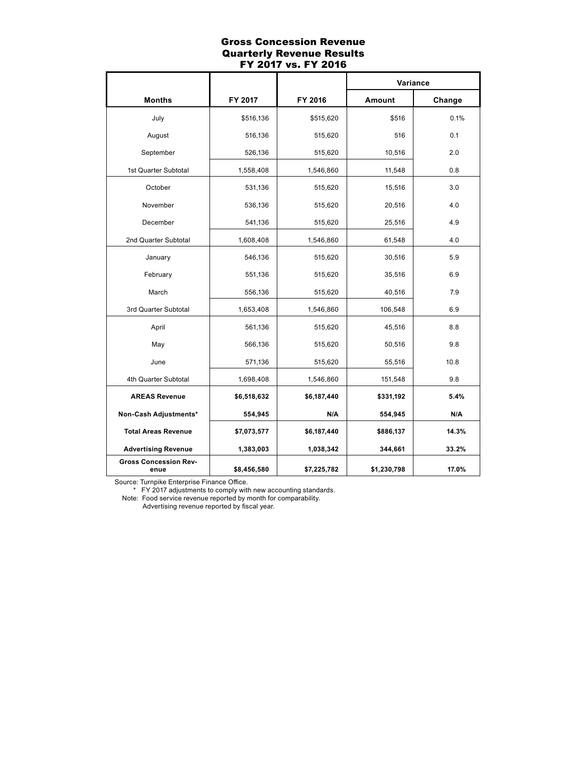# Gross Concession Revenue
## Quarterly Revenue Results
## FY 2017 vs. FY 2016

| Months | FY 2017 | FY 2016 | Variance Amount | Variance Change |
|---|---|---|---|---|
| July | $516,136 | $515,620 | $516 | 0.1% |
| August | 516,136 | 515,620 | 516 | 0.1 |
| September | 526,136 | 515,620 | 10,516 | 2.0 |
| 1st Quarter Subtotal | 1,558,408 | 1,546,860 | 11,548 | 0.8 |
| October | 531,136 | 515,620 | 15,516 | 3.0 |
| November | 536,136 | 515,620 | 20,516 | 4.0 |
| December | 541,136 | 515,620 | 25,516 | 4.9 |
| 2nd Quarter Subtotal | 1,608,408 | 1,546,860 | 61,548 | 4.0 |
| January | 546,136 | 515,620 | 30,516 | 5.9 |
| February | 551,136 | 515,620 | 35,516 | 6.9 |
| March | 556,136 | 515,620 | 40,516 | 7.9 |
| 3rd Quarter Subtotal | 1,653,408 | 1,546,860 | 106,548 | 6.9 |
| April | 561,136 | 515,620 | 45,516 | 8.8 |
| May | 566,136 | 515,620 | 50,516 | 9.8 |
| June | 571,136 | 515,620 | 55,516 | 10.8 |
| 4th Quarter Subtotal | 1,698,408 | 1,546,860 | 151,548 | 9.8 |
| **AREAS Revenue** | **$6,518,632** | **$6,187,440** | **$331,192** | **5.4%** |
| **Non-Cash Adjustments*** | **554,945** | **N/A** | **554,945** | **N/A** |
| **Total Areas Revenue** | **$7,073,577** | **$6,187,440** | **$886,137** | **14.3%** |
| **Advertising Revenue** | **1,383,003** | **1,038,342** | **344,661** | **33.2%** |
| **Gross Concession Revenue** | **$8,456,580** | **$7,225,782** | **$1,230,798** | **17.0%** |

Source: Turnpike Enterprise Finance Office.

\* FY 2017 adjustments to comply with new accounting standards.

Note: Food service revenue reported by month for comparability.
Advertising revenue reported by fiscal year.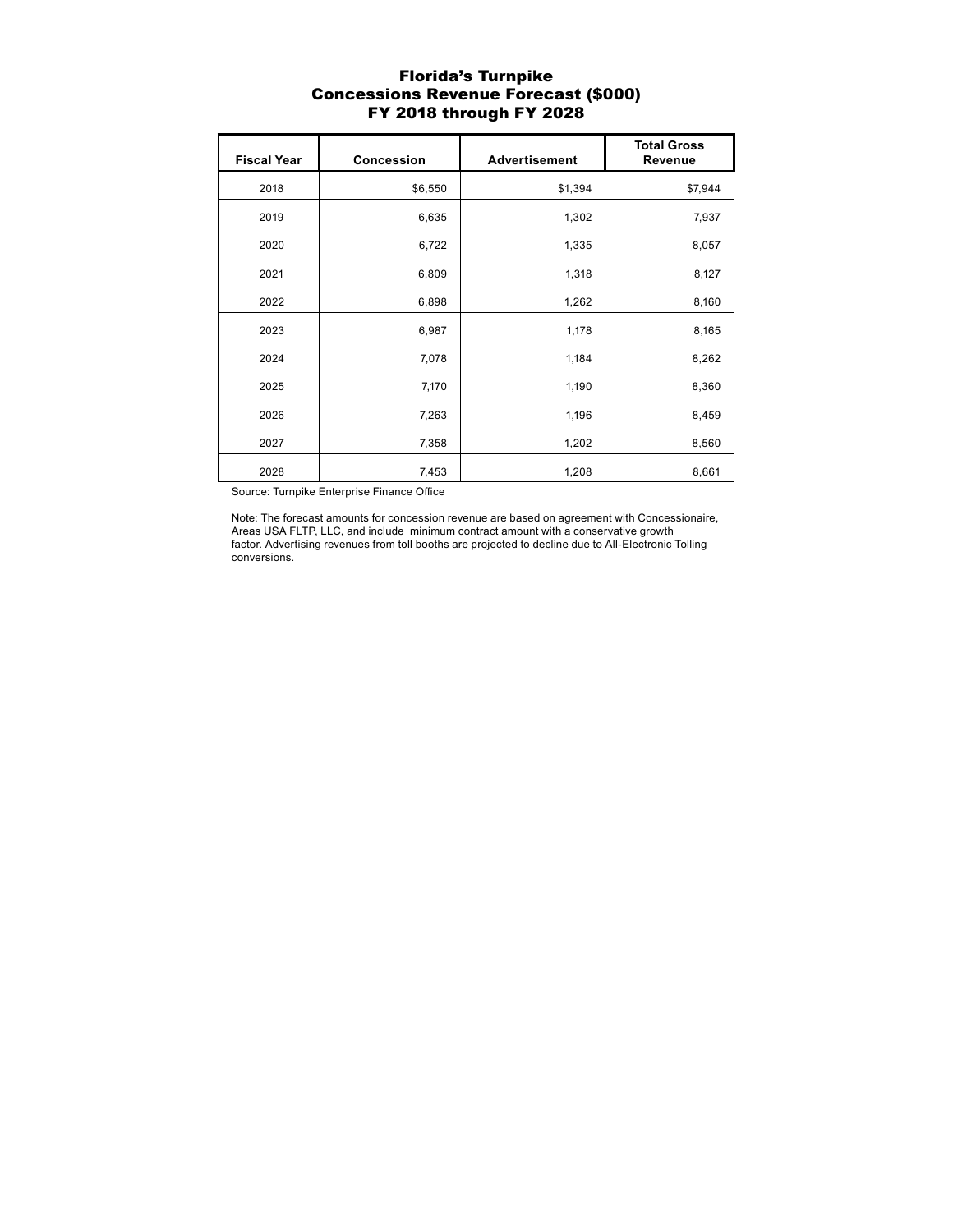# Florida's Turnpike
## Concessions Revenue Forecast ($000)
## FY 2018 through FY 2028

| Fiscal Year | Concession | Advertisement | Total Gross Revenue |
|---|---|---|---|
| 2018 | $6,550 | $1,394 | $7,944 |
| 2019 | 6,635 | 1,302 | 7,937 |
| 2020 | 6,722 | 1,335 | 8,057 |
| 2021 | 6,809 | 1,318 | 8,127 |
| 2022 | 6,898 | 1,262 | 8,160 |
| 2023 | 6,987 | 1,178 | 8,165 |
| 2024 | 7,078 | 1,184 | 8,262 |
| 2025 | 7,170 | 1,190 | 8,360 |
| 2026 | 7,263 | 1,196 | 8,459 |
| 2027 | 7,358 | 1,202 | 8,560 |
| 2028 | 7,453 | 1,208 | 8,661 |

Source: Turnpike Enterprise Finance Office

Note: The forecast amounts for concession revenue are based on agreement with Concessionaire, Areas USA FLTP, LLC, and include minimum contract amount with a conservative growth factor. Advertising revenues from toll booths are projected to decline due to All-Electronic Tolling conversions.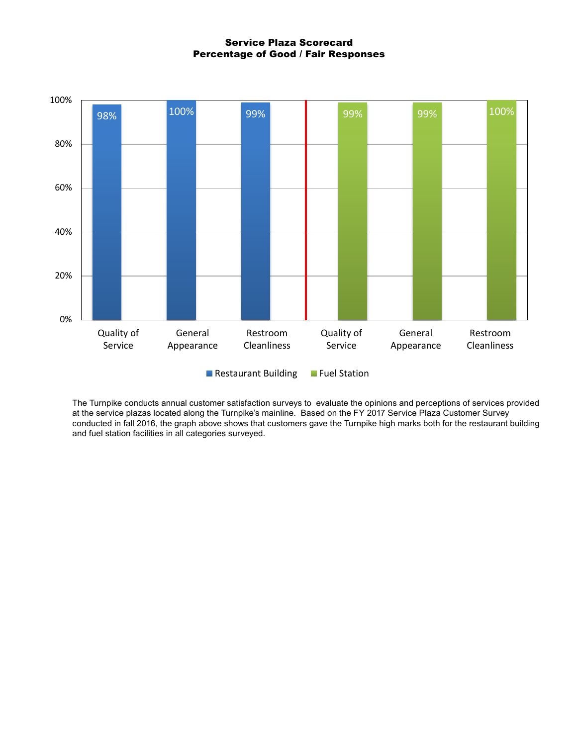**Service Plaza Scorecard**
**Percentage of Good / Fair Responses**

| | Quality of Service | General Appearance | Restroom Cleanliness |
|---|---|---|---|
| Restaurant Building | 98% | 100% | 99% |
| Fuel Station | 99% | 99% | 100% |

The Turnpike conducts annual customer satisfaction surveys to evaluate the opinions and perceptions of services provided at the service plazas located along the Turnpike's mainline. Based on the FY 2017 Service Plaza Customer Survey conducted in fall 2016, the graph above shows that customers gave the Turnpike high marks both for the restaurant building and fuel station facilities in all categories surveyed.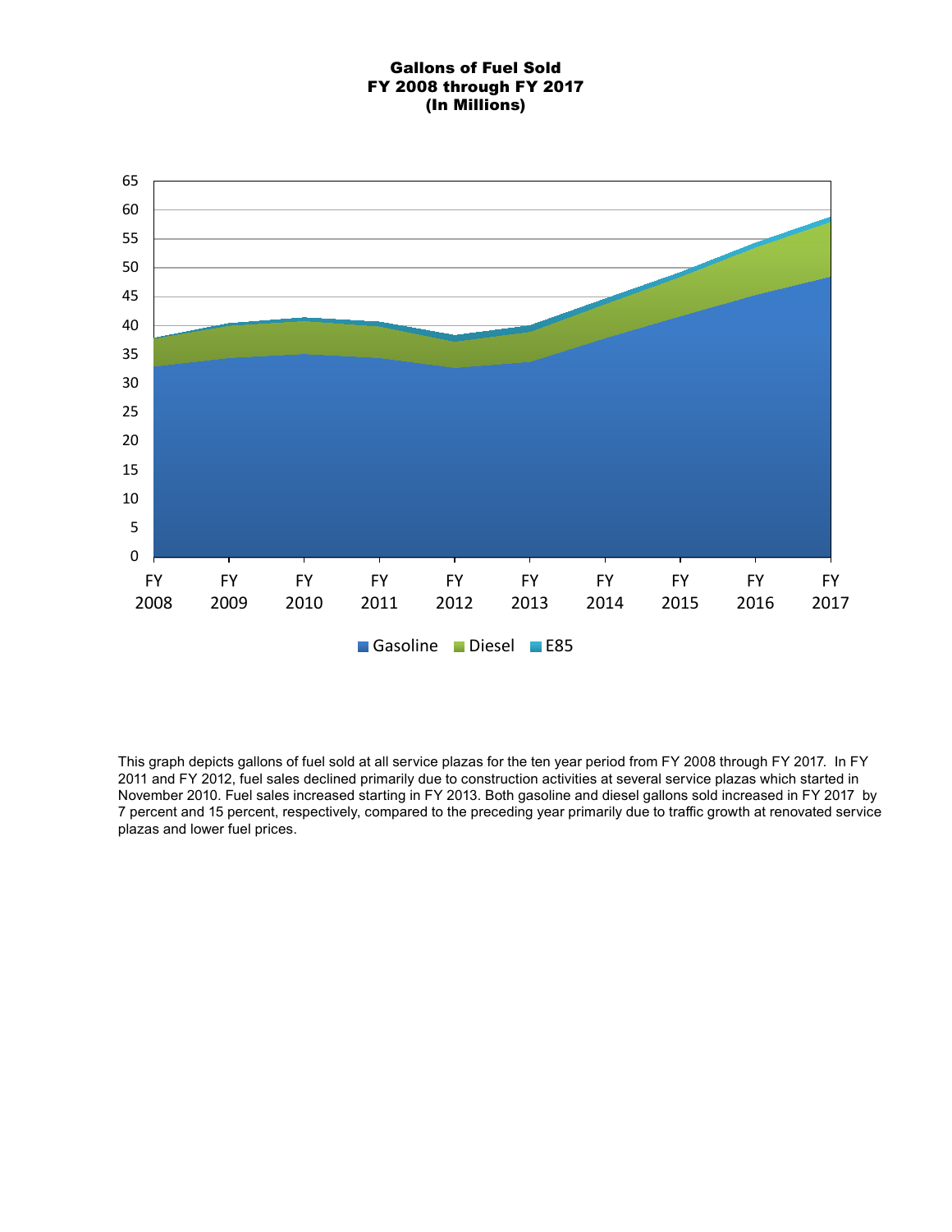**Gallons of Fuel Sold**
**FY 2008 through FY 2017**
**(In Millions)**

This graph depicts gallons of fuel sold at all service plazas for the ten year period from FY 2008 through FY 2017. In FY 2011 and FY 2012, fuel sales declined primarily due to construction activities at several service plazas which started in November 2010. Fuel sales increased starting in FY 2013. Both gasoline and diesel gallons sold increased in FY 2017 by 7 percent and 15 percent, respectively, compared to the preceding year primarily due to traffic growth at renovated service plazas and lower fuel prices.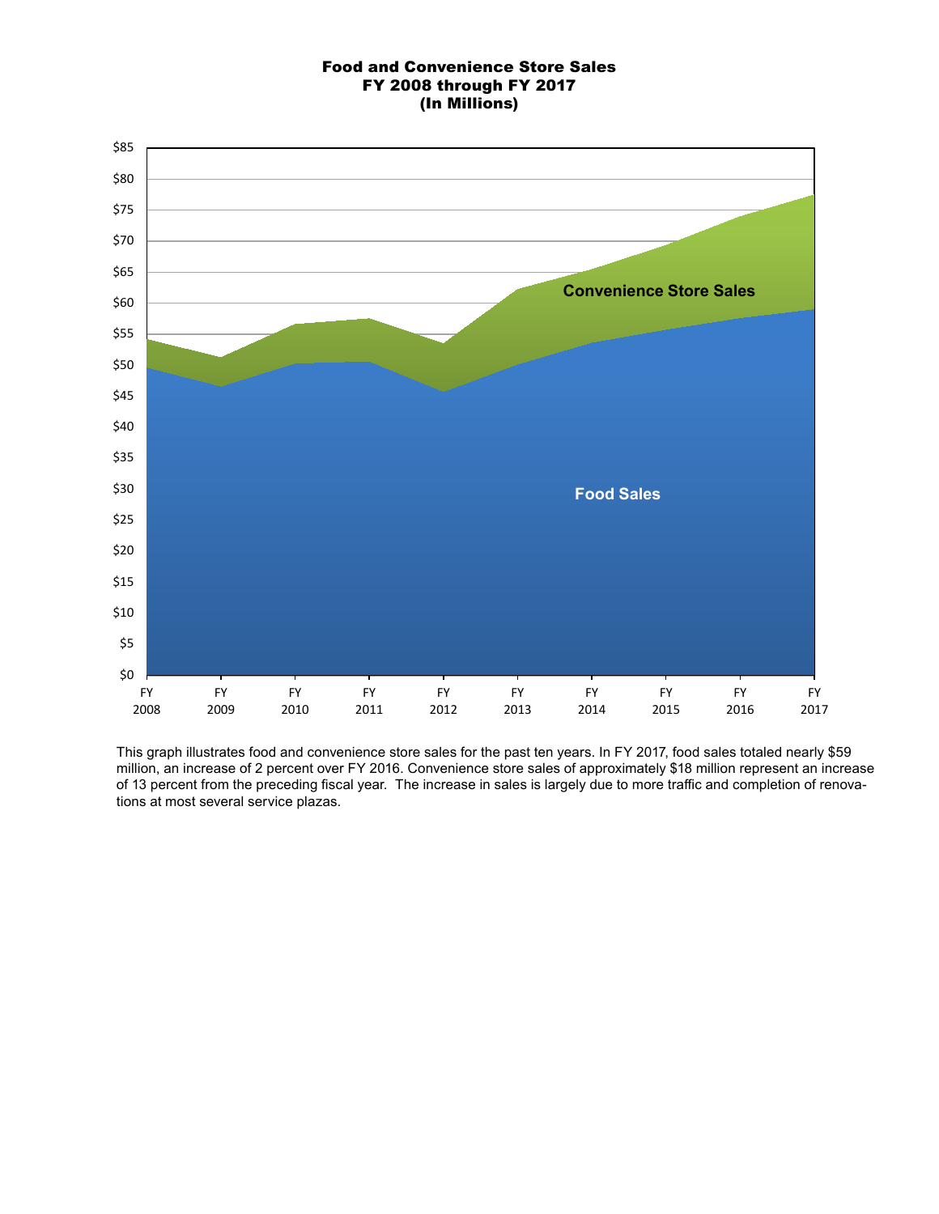**Food and Convenience Store Sales**
**FY 2008 through FY 2017**
**(In Millions)**

This graph illustrates food and convenience store sales for the past ten years. In FY 2017, food sales totaled nearly $59 million, an increase of 2 percent over FY 2016. Convenience store sales of approximately $18 million represent an increase of 13 percent from the preceding fiscal year. The increase in sales is largely due to more traffic and completion of renovations at most several service plazas.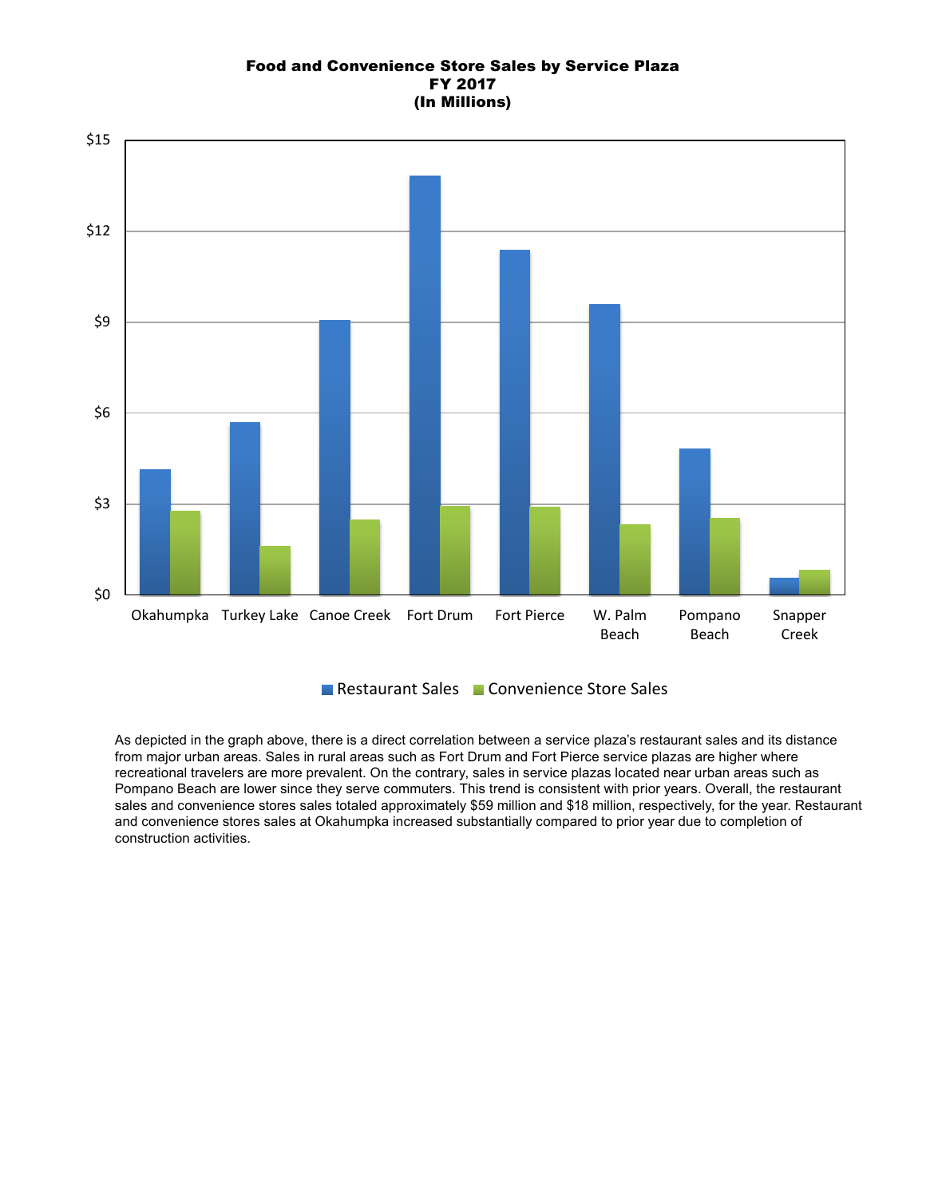**Food and Convenience Store Sales by Service Plaza**
**FY 2017**
**(In Millions)**

| Service Plaza | Restaurant Sales | Convenience Store Sales |
|---|---|---|
| Okahumpka | | |
| Turkey Lake | | |
| Canoe Creek | | |
| Fort Drum | | |
| Fort Pierce | | |
| W. Palm Beach | | |
| Pompano Beach | | |
| Snapper Creek | | |

As depicted in the graph above, there is a direct correlation between a service plaza's restaurant sales and its distance from major urban areas. Sales in rural areas such as Fort Drum and Fort Pierce service plazas are higher where recreational travelers are more prevalent. On the contrary, sales in service plazas located near urban areas such as Pompano Beach are lower since they serve commuters. This trend is consistent with prior years. Overall, the restaurant sales and convenience stores sales totaled approximately $59 million and $18 million, respectively, for the year. Restaurant and convenience stores sales at Okahumpka increased substantially compared to prior year due to completion of construction activities.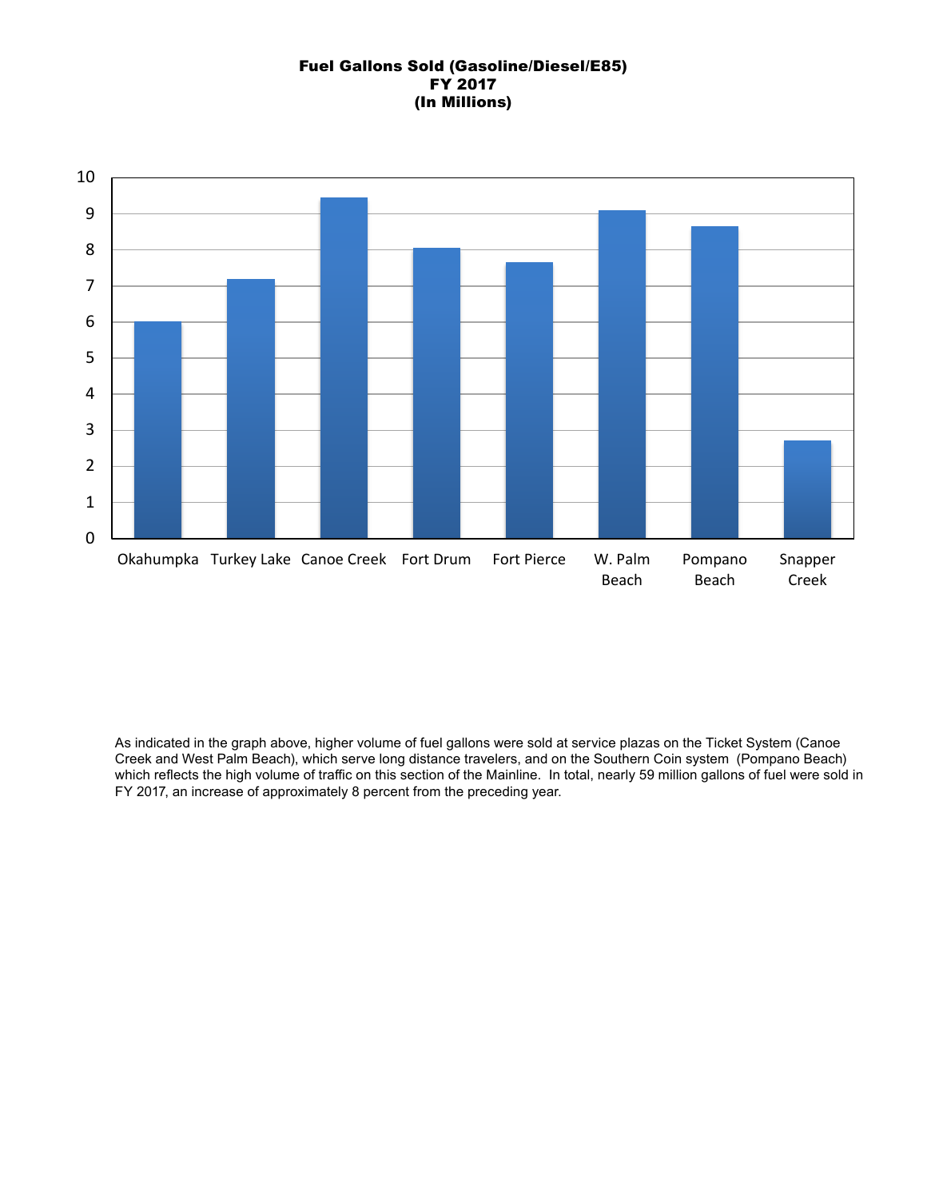**Fuel Gallons Sold (Gasoline/Diesel/E85)**
**FY 2017**
**(In Millions)**

10
9
8
7
6
5
4
3
2
1
0

Okahumpka
Turkey Lake
Canoe Creek
Fort Drum
Fort Pierce
W. Palm Beach
Pompano Beach
Snapper Creek

As indicated in the graph above, higher volume of fuel gallons were sold at service plazas on the Ticket System (Canoe Creek and West Palm Beach), which serve long distance travelers, and on the Southern Coin system (Pompano Beach) which reflects the high volume of traffic on this section of the Mainline. In total, nearly 59 million gallons of fuel were sold in FY 2017, an increase of approximately 8 percent from the preceding year.